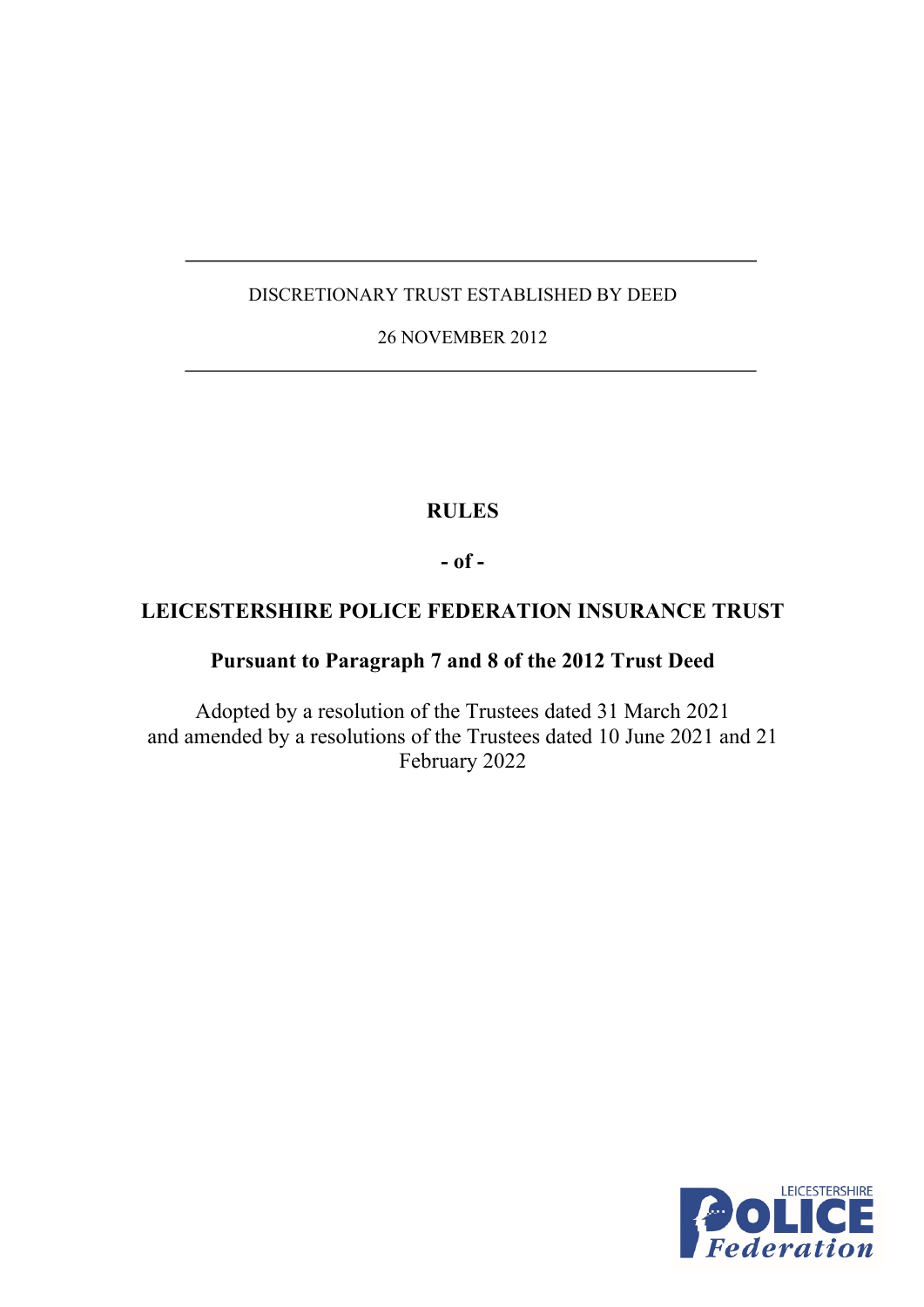---

DISCRETIONARY TRUST ESTABLISHED BY DEED

26 NOVEMBER 2012

---

# RULES

**- of -**

# LEICESTERSHIRE POLICE FEDERATION INSURANCE TRUST

## Pursuant to Paragraph 7 and 8 of the 2012 Trust Deed

Adopted by a resolution of the Trustees dated 31 March 2021
and amended by a resolutions of the Trustees dated 10 June 2021 and 21 February 2022

LEICESTERSHIRE POLICE Federation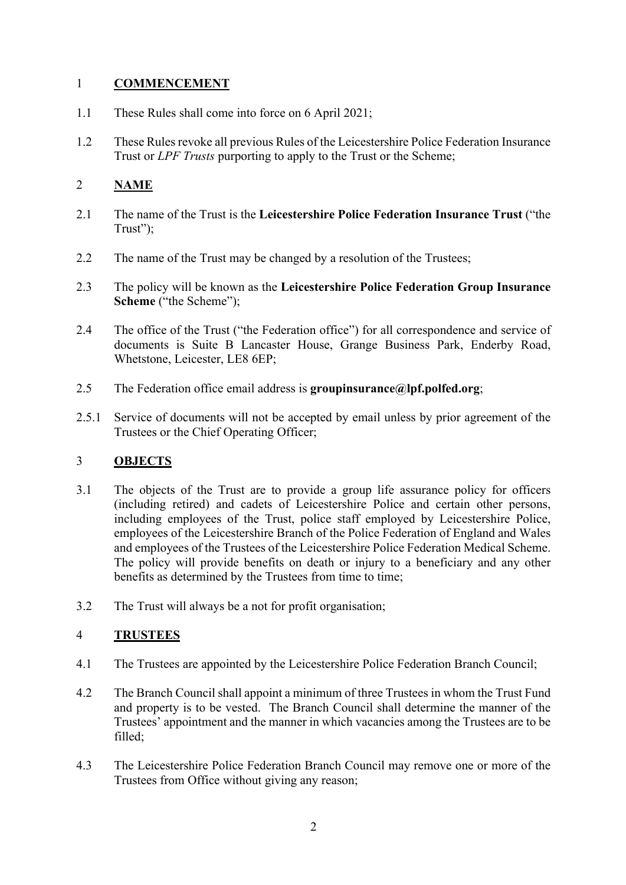## 1 **COMMENCEMENT**

1.1 These Rules shall come into force on 6 April 2021;

1.2 These Rules revoke all previous Rules of the Leicestershire Police Federation Insurance Trust or *LPF Trusts* purporting to apply to the Trust or the Scheme;

## 2 **NAME**

2.1 The name of the Trust is the **Leicestershire Police Federation Insurance Trust** ("the Trust");

2.2 The name of the Trust may be changed by a resolution of the Trustees;

2.3 The policy will be known as the **Leicestershire Police Federation Group Insurance Scheme** ("the Scheme");

2.4 The office of the Trust ("the Federation office") for all correspondence and service of documents is Suite B Lancaster House, Grange Business Park, Enderby Road, Whetstone, Leicester, LE8 6EP;

2.5 The Federation office email address is **groupinsurance@lpf.polfed.org**;

2.5.1 Service of documents will not be accepted by email unless by prior agreement of the Trustees or the Chief Operating Officer;

## 3 **OBJECTS**

3.1 The objects of the Trust are to provide a group life assurance policy for officers (including retired) and cadets of Leicestershire Police and certain other persons, including employees of the Trust, police staff employed by Leicestershire Police, employees of the Leicestershire Branch of the Police Federation of England and Wales and employees of the Trustees of the Leicestershire Police Federation Medical Scheme. The policy will provide benefits on death or injury to a beneficiary and any other benefits as determined by the Trustees from time to time;

3.2 The Trust will always be a not for profit organisation;

## 4 **TRUSTEES**

4.1 The Trustees are appointed by the Leicestershire Police Federation Branch Council;

4.2 The Branch Council shall appoint a minimum of three Trustees in whom the Trust Fund and property is to be vested. The Branch Council shall determine the manner of the Trustees' appointment and the manner in which vacancies among the Trustees are to be filled;

4.3 The Leicestershire Police Federation Branch Council may remove one or more of the Trustees from Office without giving any reason;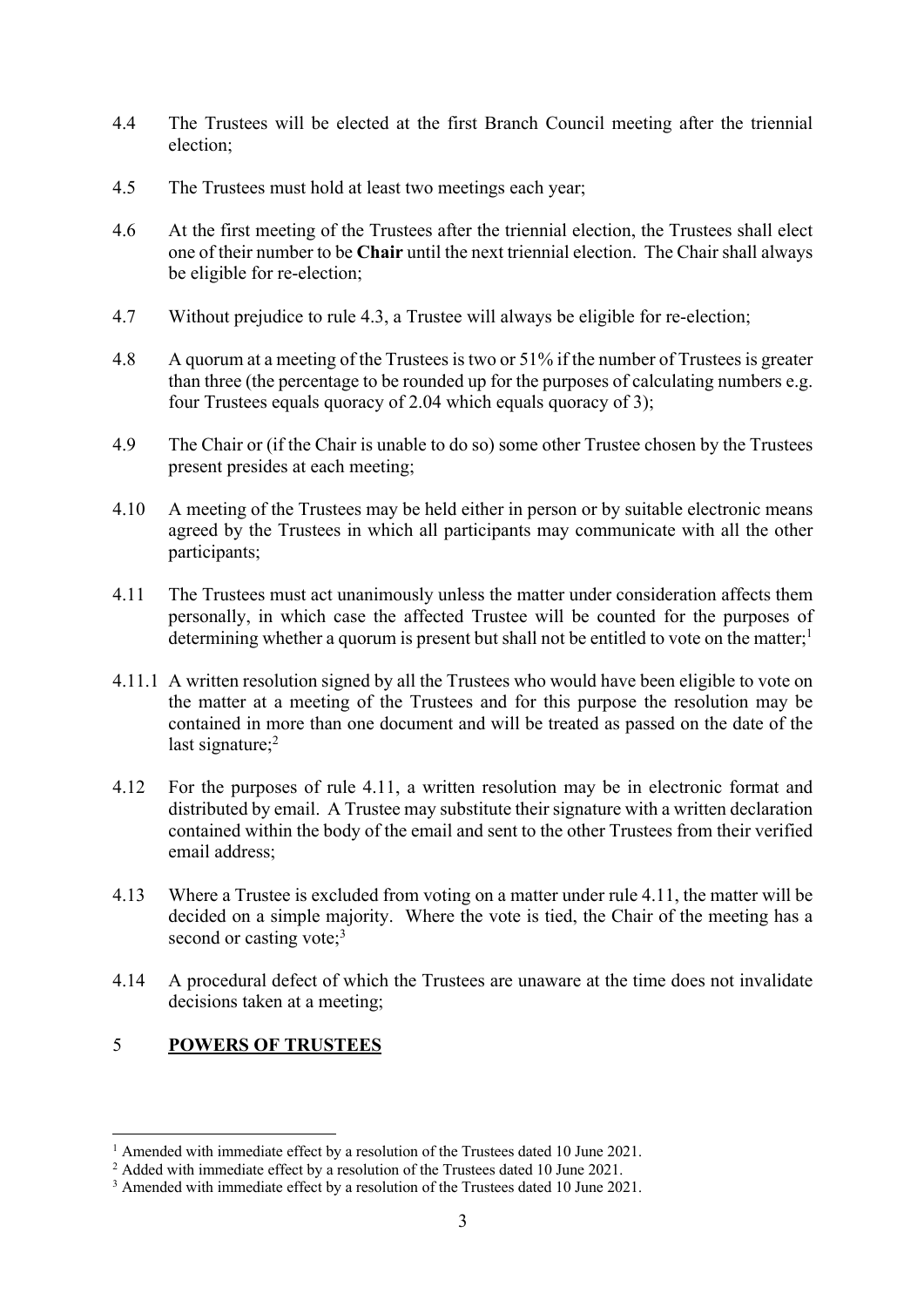4.4 The Trustees will be elected at the first Branch Council meeting after the triennial election;

4.5 The Trustees must hold at least two meetings each year;

4.6 At the first meeting of the Trustees after the triennial election, the Trustees shall elect one of their number to be **Chair** until the next triennial election. The Chair shall always be eligible for re-election;

4.7 Without prejudice to rule 4.3, a Trustee will always be eligible for re-election;

4.8 A quorum at a meeting of the Trustees is two or 51% if the number of Trustees is greater than three (the percentage to be rounded up for the purposes of calculating numbers e.g. four Trustees equals quoracy of 2.04 which equals quoracy of 3);

4.9 The Chair or (if the Chair is unable to do so) some other Trustee chosen by the Trustees present presides at each meeting;

4.10 A meeting of the Trustees may be held either in person or by suitable electronic means agreed by the Trustees in which all participants may communicate with all the other participants;

4.11 The Trustees must act unanimously unless the matter under consideration affects them personally, in which case the affected Trustee will be counted for the purposes of determining whether a quorum is present but shall not be entitled to vote on the matter;[1]

4.11.1 A written resolution signed by all the Trustees who would have been eligible to vote on the matter at a meeting of the Trustees and for this purpose the resolution may be contained in more than one document and will be treated as passed on the date of the last signature;[2]

4.12 For the purposes of rule 4.11, a written resolution may be in electronic format and distributed by email. A Trustee may substitute their signature with a written declaration contained within the body of the email and sent to the other Trustees from their verified email address;

4.13 Where a Trustee is excluded from voting on a matter under rule 4.11, the matter will be decided on a simple majority. Where the vote is tied, the Chair of the meeting has a second or casting vote;[3]

4.14 A procedural defect of which the Trustees are unaware at the time does not invalidate decisions taken at a meeting;

## 5 POWERS OF TRUSTEES

---

[1] Amended with immediate effect by a resolution of the Trustees dated 10 June 2021.

[2] Added with immediate effect by a resolution of the Trustees dated 10 June 2021.

[3] Amended with immediate effect by a resolution of the Trustees dated 10 June 2021.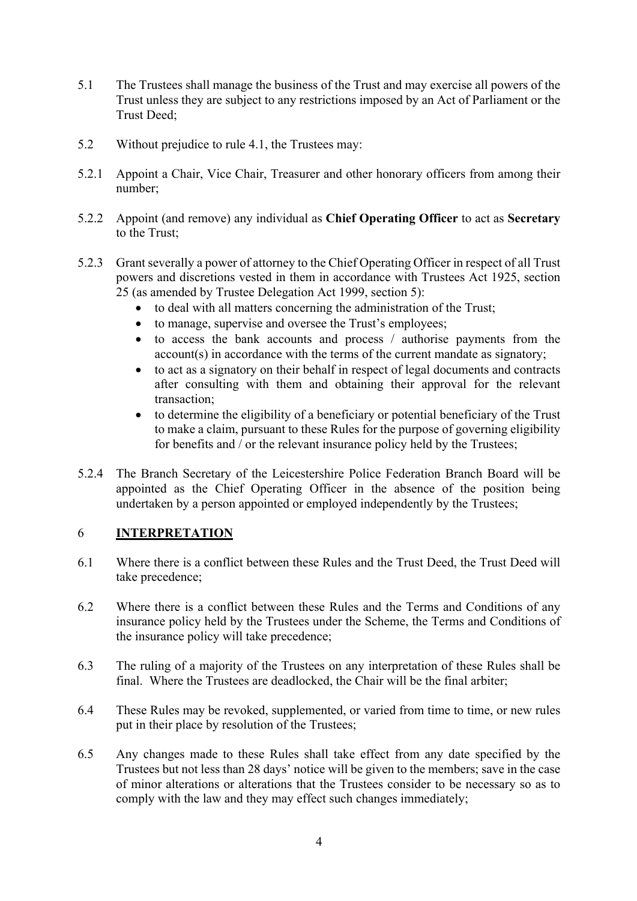5.1 The Trustees shall manage the business of the Trust and may exercise all powers of the Trust unless they are subject to any restrictions imposed by an Act of Parliament or the Trust Deed;

5.2 Without prejudice to rule 4.1, the Trustees may:

5.2.1 Appoint a Chair, Vice Chair, Treasurer and other honorary officers from among their number;

5.2.2 Appoint (and remove) any individual as **Chief Operating Officer** to act as **Secretary** to the Trust;

5.2.3 Grant severally a power of attorney to the Chief Operating Officer in respect of all Trust powers and discretions vested in them in accordance with Trustees Act 1925, section 25 (as amended by Trustee Delegation Act 1999, section 5):

- to deal with all matters concerning the administration of the Trust;
- to manage, supervise and oversee the Trust's employees;
- to access the bank accounts and process / authorise payments from the account(s) in accordance with the terms of the current mandate as signatory;
- to act as a signatory on their behalf in respect of legal documents and contracts after consulting with them and obtaining their approval for the relevant transaction;
- to determine the eligibility of a beneficiary or potential beneficiary of the Trust to make a claim, pursuant to these Rules for the purpose of governing eligibility for benefits and / or the relevant insurance policy held by the Trustees;

5.2.4 The Branch Secretary of the Leicestershire Police Federation Branch Board will be appointed as the Chief Operating Officer in the absence of the position being undertaken by a person appointed or employed independently by the Trustees;

## 6 INTERPRETATION

6.1 Where there is a conflict between these Rules and the Trust Deed, the Trust Deed will take precedence;

6.2 Where there is a conflict between these Rules and the Terms and Conditions of any insurance policy held by the Trustees under the Scheme, the Terms and Conditions of the insurance policy will take precedence;

6.3 The ruling of a majority of the Trustees on any interpretation of these Rules shall be final. Where the Trustees are deadlocked, the Chair will be the final arbiter;

6.4 These Rules may be revoked, supplemented, or varied from time to time, or new rules put in their place by resolution of the Trustees;

6.5 Any changes made to these Rules shall take effect from any date specified by the Trustees but not less than 28 days' notice will be given to the members; save in the case of minor alterations or alterations that the Trustees consider to be necessary so as to comply with the law and they may effect such changes immediately;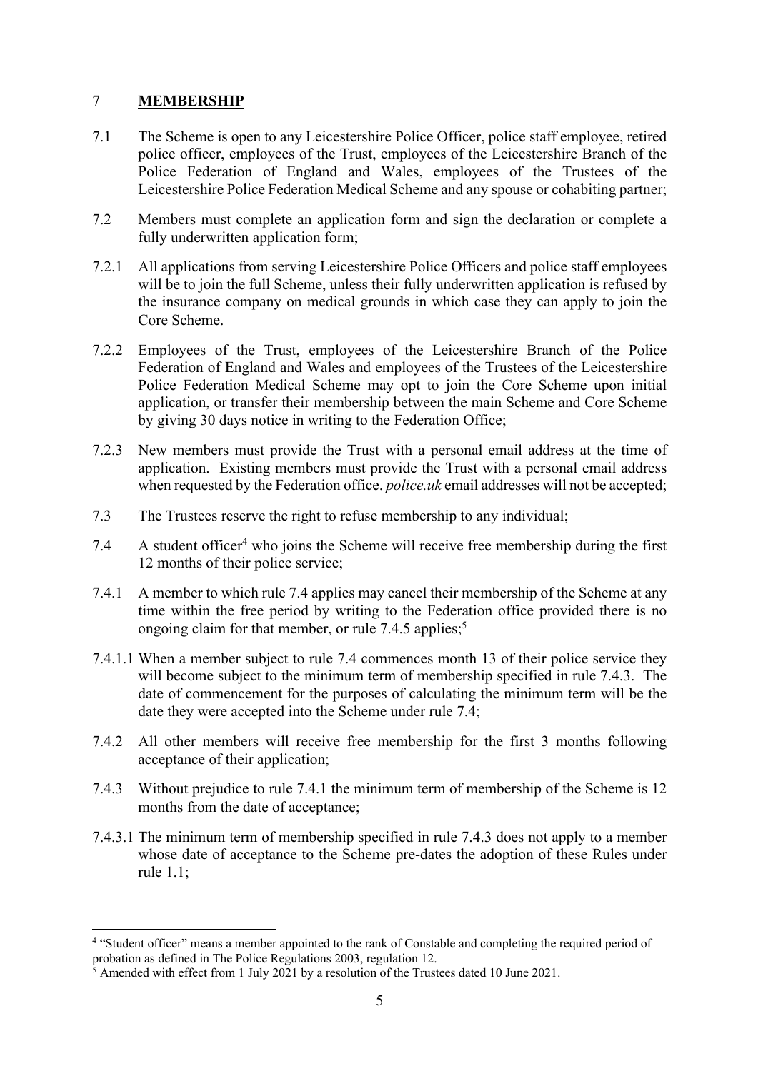## 7 **MEMBERSHIP**

7.1 The Scheme is open to any Leicestershire Police Officer, police staff employee, retired police officer, employees of the Trust, employees of the Leicestershire Branch of the Police Federation of England and Wales, employees of the Trustees of the Leicestershire Police Federation Medical Scheme and any spouse or cohabiting partner;

7.2 Members must complete an application form and sign the declaration or complete a fully underwritten application form;

7.2.1 All applications from serving Leicestershire Police Officers and police staff employees will be to join the full Scheme, unless their fully underwritten application is refused by the insurance company on medical grounds in which case they can apply to join the Core Scheme.

7.2.2 Employees of the Trust, employees of the Leicestershire Branch of the Police Federation of England and Wales and employees of the Trustees of the Leicestershire Police Federation Medical Scheme may opt to join the Core Scheme upon initial application, or transfer their membership between the main Scheme and Core Scheme by giving 30 days notice in writing to the Federation Office;

7.2.3 New members must provide the Trust with a personal email address at the time of application. Existing members must provide the Trust with a personal email address when requested by the Federation office. *police.uk* email addresses will not be accepted;

7.3 The Trustees reserve the right to refuse membership to any individual;

7.4 A student officer[4] who joins the Scheme will receive free membership during the first 12 months of their police service;

7.4.1 A member to which rule 7.4 applies may cancel their membership of the Scheme at any time within the free period by writing to the Federation office provided there is no ongoing claim for that member, or rule 7.4.5 applies;[5]

7.4.1.1 When a member subject to rule 7.4 commences month 13 of their police service they will become subject to the minimum term of membership specified in rule 7.4.3. The date of commencement for the purposes of calculating the minimum term will be the date they were accepted into the Scheme under rule 7.4;

7.4.2 All other members will receive free membership for the first 3 months following acceptance of their application;

7.4.3 Without prejudice to rule 7.4.1 the minimum term of membership of the Scheme is 12 months from the date of acceptance;

7.4.3.1 The minimum term of membership specified in rule 7.4.3 does not apply to a member whose date of acceptance to the Scheme pre-dates the adoption of these Rules under rule 1.1;

---

[4] "Student officer" means a member appointed to the rank of Constable and completing the required period of probation as defined in The Police Regulations 2003, regulation 12.

[5] Amended with effect from 1 July 2021 by a resolution of the Trustees dated 10 June 2021.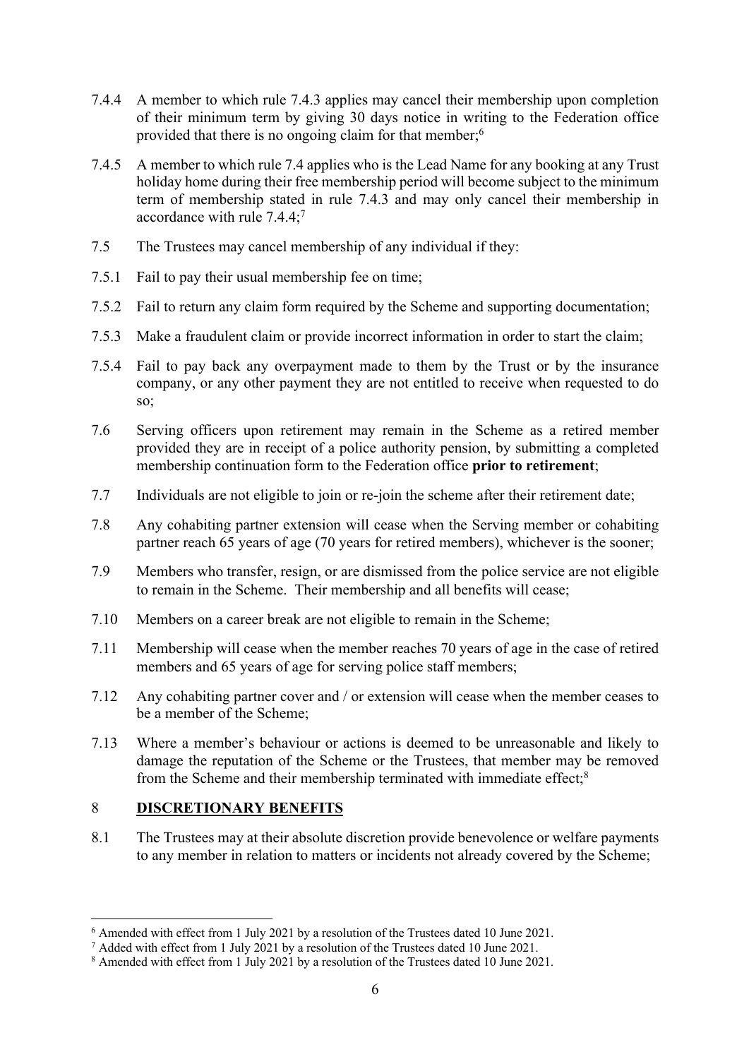7.4.4 A member to which rule 7.4.3 applies may cancel their membership upon completion of their minimum term by giving 30 days notice in writing to the Federation office provided that there is no ongoing claim for that member;[6]

7.4.5 A member to which rule 7.4 applies who is the Lead Name for any booking at any Trust holiday home during their free membership period will become subject to the minimum term of membership stated in rule 7.4.3 and may only cancel their membership in accordance with rule 7.4.4;[7]

7.5 The Trustees may cancel membership of any individual if they:

7.5.1 Fail to pay their usual membership fee on time;

7.5.2 Fail to return any claim form required by the Scheme and supporting documentation;

7.5.3 Make a fraudulent claim or provide incorrect information in order to start the claim;

7.5.4 Fail to pay back any overpayment made to them by the Trust or by the insurance company, or any other payment they are not entitled to receive when requested to do so;

7.6 Serving officers upon retirement may remain in the Scheme as a retired member provided they are in receipt of a police authority pension, by submitting a completed membership continuation form to the Federation office **prior to retirement**;

7.7 Individuals are not eligible to join or re-join the scheme after their retirement date;

7.8 Any cohabiting partner extension will cease when the Serving member or cohabiting partner reach 65 years of age (70 years for retired members), whichever is the sooner;

7.9 Members who transfer, resign, or are dismissed from the police service are not eligible to remain in the Scheme. Their membership and all benefits will cease;

7.10 Members on a career break are not eligible to remain in the Scheme;

7.11 Membership will cease when the member reaches 70 years of age in the case of retired members and 65 years of age for serving police staff members;

7.12 Any cohabiting partner cover and / or extension will cease when the member ceases to be a member of the Scheme;

7.13 Where a member's behaviour or actions is deemed to be unreasonable and likely to damage the reputation of the Scheme or the Trustees, that member may be removed from the Scheme and their membership terminated with immediate effect;[8]

## 8 DISCRETIONARY BENEFITS

8.1 The Trustees may at their absolute discretion provide benevolence or welfare payments to any member in relation to matters or incidents not already covered by the Scheme;

---

[6] Amended with effect from 1 July 2021 by a resolution of the Trustees dated 10 June 2021.

[7] Added with effect from 1 July 2021 by a resolution of the Trustees dated 10 June 2021.

[8] Amended with effect from 1 July 2021 by a resolution of the Trustees dated 10 June 2021.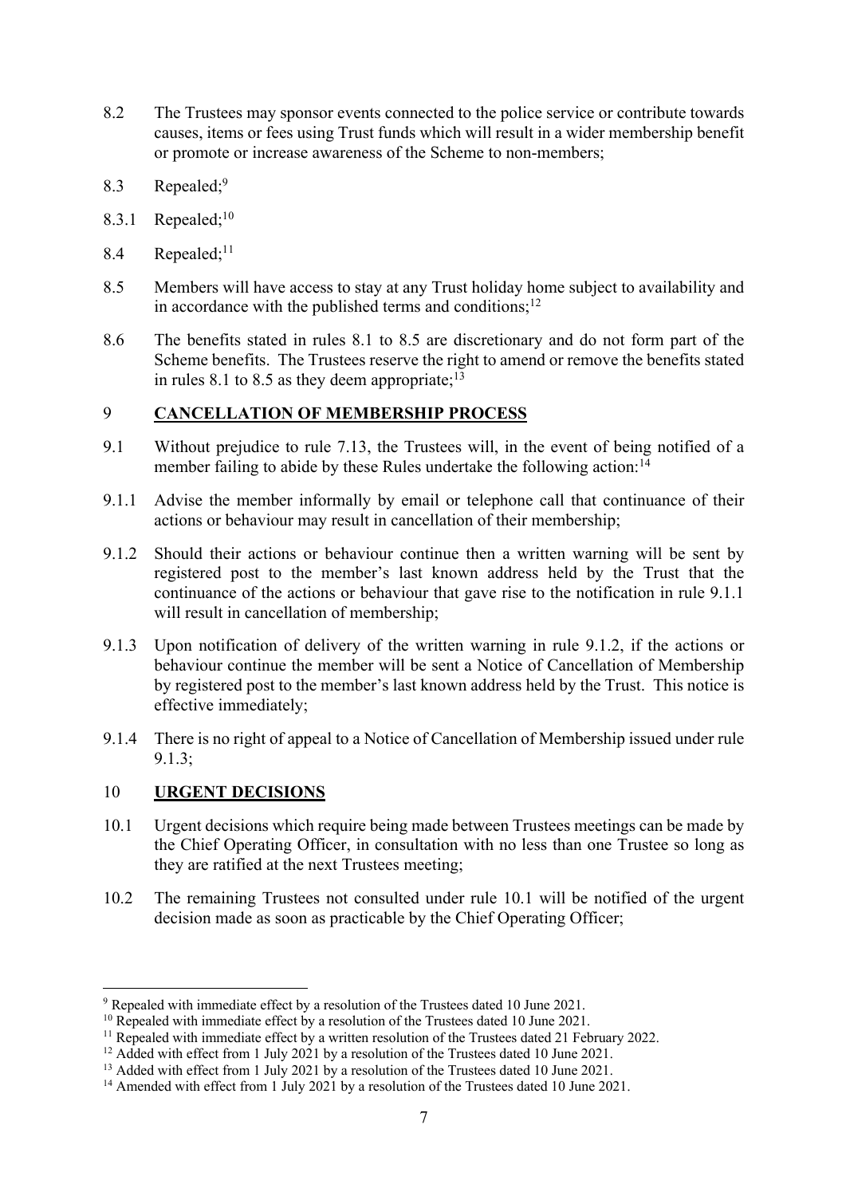8.2 The Trustees may sponsor events connected to the police service or contribute towards causes, items or fees using Trust funds which will result in a wider membership benefit or promote or increase awareness of the Scheme to non-members;

8.3 Repealed;[9]

8.3.1 Repealed;[10]

8.4 Repealed;[11]

8.5 Members will have access to stay at any Trust holiday home subject to availability and in accordance with the published terms and conditions;[12]

8.6 The benefits stated in rules 8.1 to 8.5 are discretionary and do not form part of the Scheme benefits. The Trustees reserve the right to amend or remove the benefits stated in rules 8.1 to 8.5 as they deem appropriate;[13]

## 9 CANCELLATION OF MEMBERSHIP PROCESS

9.1 Without prejudice to rule 7.13, the Trustees will, in the event of being notified of a member failing to abide by these Rules undertake the following action:[14]

9.1.1 Advise the member informally by email or telephone call that continuance of their actions or behaviour may result in cancellation of their membership;

9.1.2 Should their actions or behaviour continue then a written warning will be sent by registered post to the member's last known address held by the Trust that the continuance of the actions or behaviour that gave rise to the notification in rule 9.1.1 will result in cancellation of membership;

9.1.3 Upon notification of delivery of the written warning in rule 9.1.2, if the actions or behaviour continue the member will be sent a Notice of Cancellation of Membership by registered post to the member's last known address held by the Trust. This notice is effective immediately;

9.1.4 There is no right of appeal to a Notice of Cancellation of Membership issued under rule 9.1.3;

## 10 URGENT DECISIONS

10.1 Urgent decisions which require being made between Trustees meetings can be made by the Chief Operating Officer, in consultation with no less than one Trustee so long as they are ratified at the next Trustees meeting;

10.2 The remaining Trustees not consulted under rule 10.1 will be notified of the urgent decision made as soon as practicable by the Chief Operating Officer;

---

[9] Repealed with immediate effect by a resolution of the Trustees dated 10 June 2021.

[10] Repealed with immediate effect by a resolution of the Trustees dated 10 June 2021.

[11] Repealed with immediate effect by a written resolution of the Trustees dated 21 February 2022.

[12] Added with effect from 1 July 2021 by a resolution of the Trustees dated 10 June 2021.

[13] Added with effect from 1 July 2021 by a resolution of the Trustees dated 10 June 2021.

[14] Amended with effect from 1 July 2021 by a resolution of the Trustees dated 10 June 2021.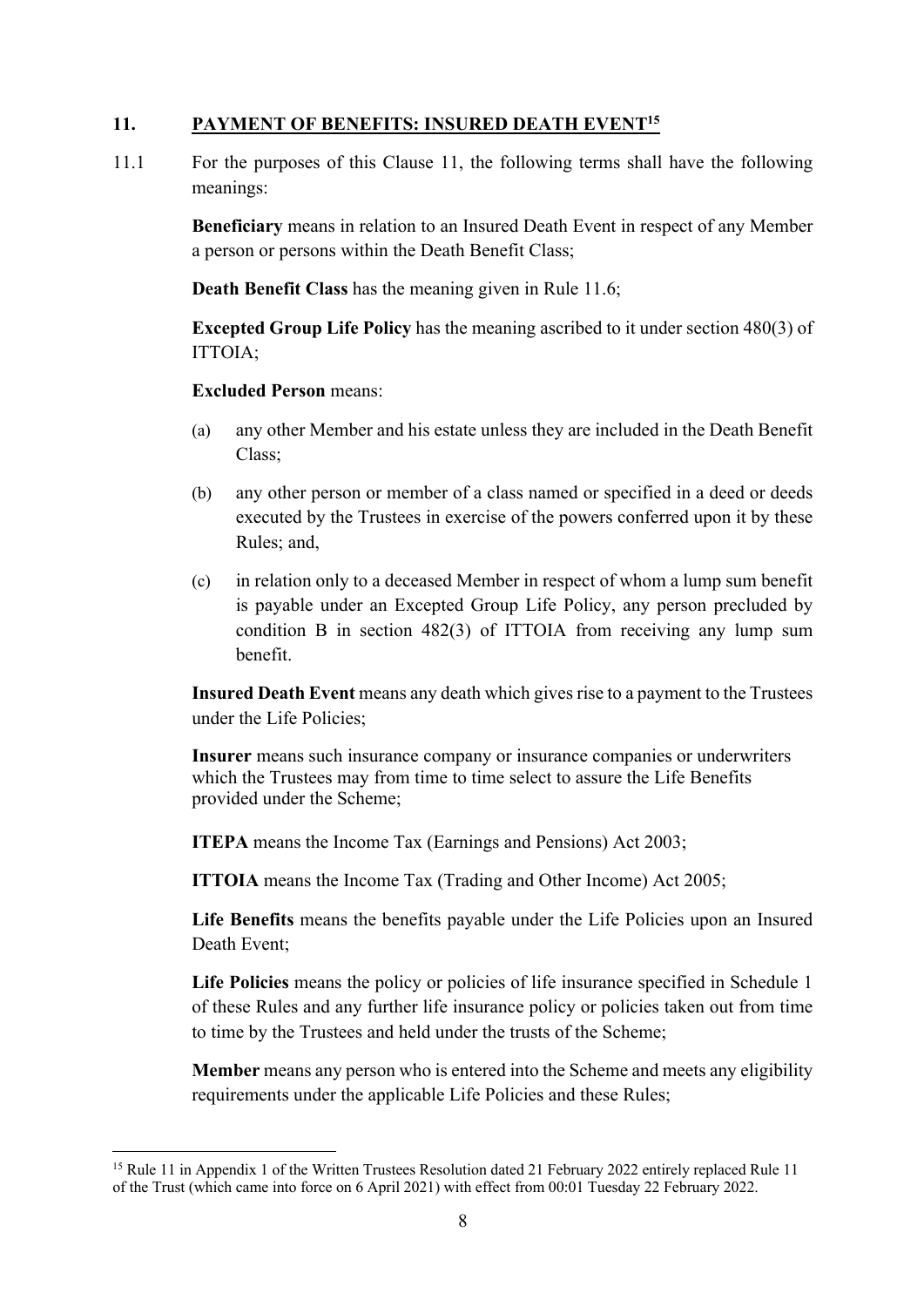## 11. PAYMENT OF BENEFITS: INSURED DEATH EVENT[15]

11.1 For the purposes of this Clause 11, the following terms shall have the following meanings:

**Beneficiary** means in relation to an Insured Death Event in respect of any Member a person or persons within the Death Benefit Class;

**Death Benefit Class** has the meaning given in Rule 11.6;

**Excepted Group Life Policy** has the meaning ascribed to it under section 480(3) of ITTOIA;

**Excluded Person** means:

(a) any other Member and his estate unless they are included in the Death Benefit Class;

(b) any other person or member of a class named or specified in a deed or deeds executed by the Trustees in exercise of the powers conferred upon it by these Rules; and,

(c) in relation only to a deceased Member in respect of whom a lump sum benefit is payable under an Excepted Group Life Policy, any person precluded by condition B in section 482(3) of ITTOIA from receiving any lump sum benefit.

**Insured Death Event** means any death which gives rise to a payment to the Trustees under the Life Policies;

**Insurer** means such insurance company or insurance companies or underwriters which the Trustees may from time to time select to assure the Life Benefits provided under the Scheme;

**ITEPA** means the Income Tax (Earnings and Pensions) Act 2003;

**ITTOIA** means the Income Tax (Trading and Other Income) Act 2005;

**Life Benefits** means the benefits payable under the Life Policies upon an Insured Death Event;

**Life Policies** means the policy or policies of life insurance specified in Schedule 1 of these Rules and any further life insurance policy or policies taken out from time to time by the Trustees and held under the trusts of the Scheme;

**Member** means any person who is entered into the Scheme and meets any eligibility requirements under the applicable Life Policies and these Rules;

---

[15] Rule 11 in Appendix 1 of the Written Trustees Resolution dated 21 February 2022 entirely replaced Rule 11 of the Trust (which came into force on 6 April 2021) with effect from 00:01 Tuesday 22 February 2022.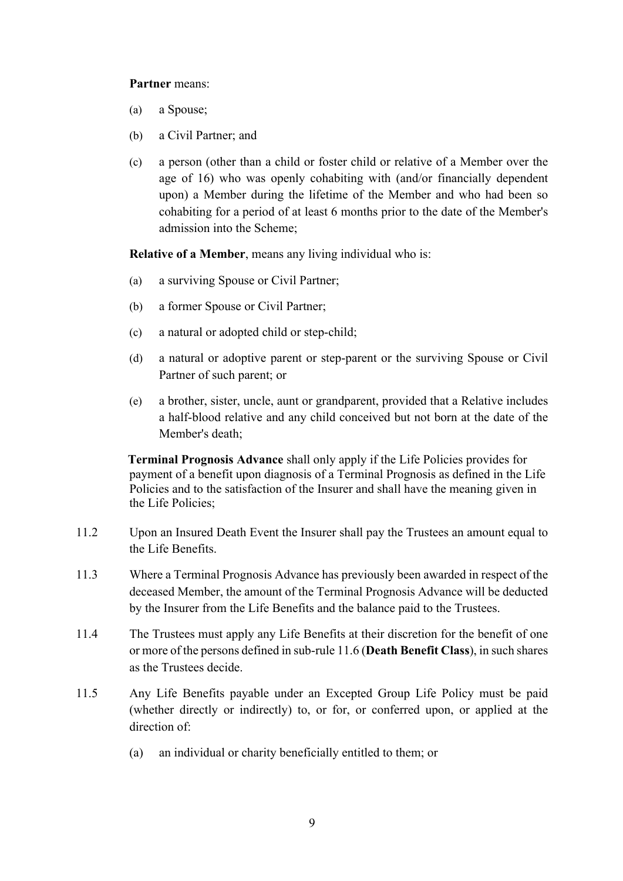**Partner** means:

(a) a Spouse;

(b) a Civil Partner; and

(c) a person (other than a child or foster child or relative of a Member over the age of 16) who was openly cohabiting with (and/or financially dependent upon) a Member during the lifetime of the Member and who had been so cohabiting for a period of at least 6 months prior to the date of the Member's admission into the Scheme;

**Relative of a Member**, means any living individual who is:

(a) a surviving Spouse or Civil Partner;

(b) a former Spouse or Civil Partner;

(c) a natural or adopted child or step-child;

(d) a natural or adoptive parent or step-parent or the surviving Spouse or Civil Partner of such parent; or

(e) a brother, sister, uncle, aunt or grandparent, provided that a Relative includes a half-blood relative and any child conceived but not born at the date of the Member's death;

**Terminal Prognosis Advance** shall only apply if the Life Policies provides for payment of a benefit upon diagnosis of a Terminal Prognosis as defined in the Life Policies and to the satisfaction of the Insurer and shall have the meaning given in the Life Policies;

11.2 Upon an Insured Death Event the Insurer shall pay the Trustees an amount equal to the Life Benefits.

11.3 Where a Terminal Prognosis Advance has previously been awarded in respect of the deceased Member, the amount of the Terminal Prognosis Advance will be deducted by the Insurer from the Life Benefits and the balance paid to the Trustees.

11.4 The Trustees must apply any Life Benefits at their discretion for the benefit of one or more of the persons defined in sub-rule 11.6 (**Death Benefit Class**), in such shares as the Trustees decide.

11.5 Any Life Benefits payable under an Excepted Group Life Policy must be paid (whether directly or indirectly) to, or for, or conferred upon, or applied at the direction of:

(a) an individual or charity beneficially entitled to them; or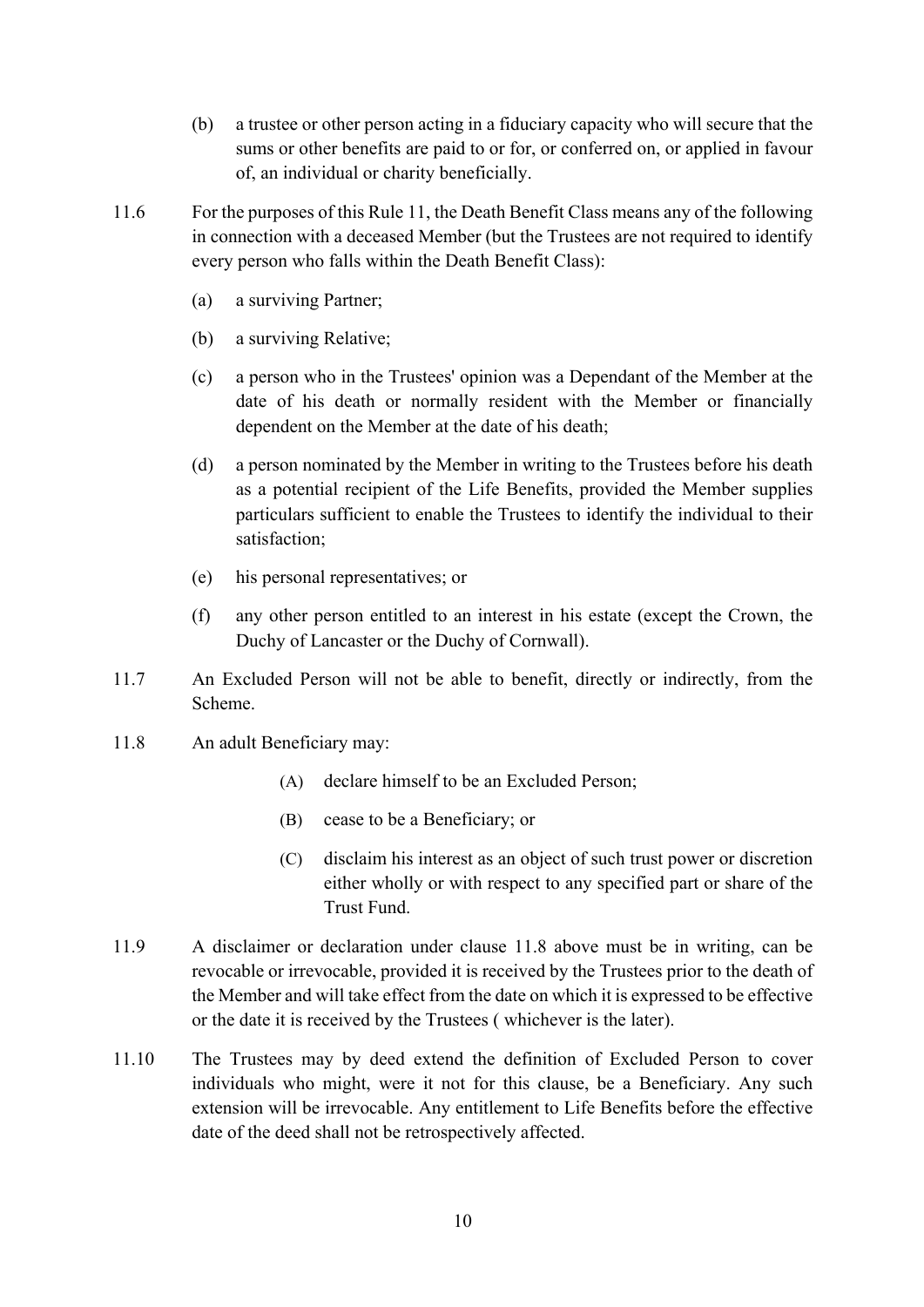(b) a trustee or other person acting in a fiduciary capacity who will secure that the sums or other benefits are paid to or for, or conferred on, or applied in favour of, an individual or charity beneficially.

11.6 For the purposes of this Rule 11, the Death Benefit Class means any of the following in connection with a deceased Member (but the Trustees are not required to identify every person who falls within the Death Benefit Class):

(a) a surviving Partner;

(b) a surviving Relative;

(c) a person who in the Trustees' opinion was a Dependant of the Member at the date of his death or normally resident with the Member or financially dependent on the Member at the date of his death;

(d) a person nominated by the Member in writing to the Trustees before his death as a potential recipient of the Life Benefits, provided the Member supplies particulars sufficient to enable the Trustees to identify the individual to their satisfaction;

(e) his personal representatives; or

(f) any other person entitled to an interest in his estate (except the Crown, the Duchy of Lancaster or the Duchy of Cornwall).

11.7 An Excluded Person will not be able to benefit, directly or indirectly, from the Scheme.

11.8 An adult Beneficiary may:

(A) declare himself to be an Excluded Person;

(B) cease to be a Beneficiary; or

(C) disclaim his interest as an object of such trust power or discretion either wholly or with respect to any specified part or share of the Trust Fund.

11.9 A disclaimer or declaration under clause 11.8 above must be in writing, can be revocable or irrevocable, provided it is received by the Trustees prior to the death of the Member and will take effect from the date on which it is expressed to be effective or the date it is received by the Trustees ( whichever is the later).

11.10 The Trustees may by deed extend the definition of Excluded Person to cover individuals who might, were it not for this clause, be a Beneficiary. Any such extension will be irrevocable. Any entitlement to Life Benefits before the effective date of the deed shall not be retrospectively affected.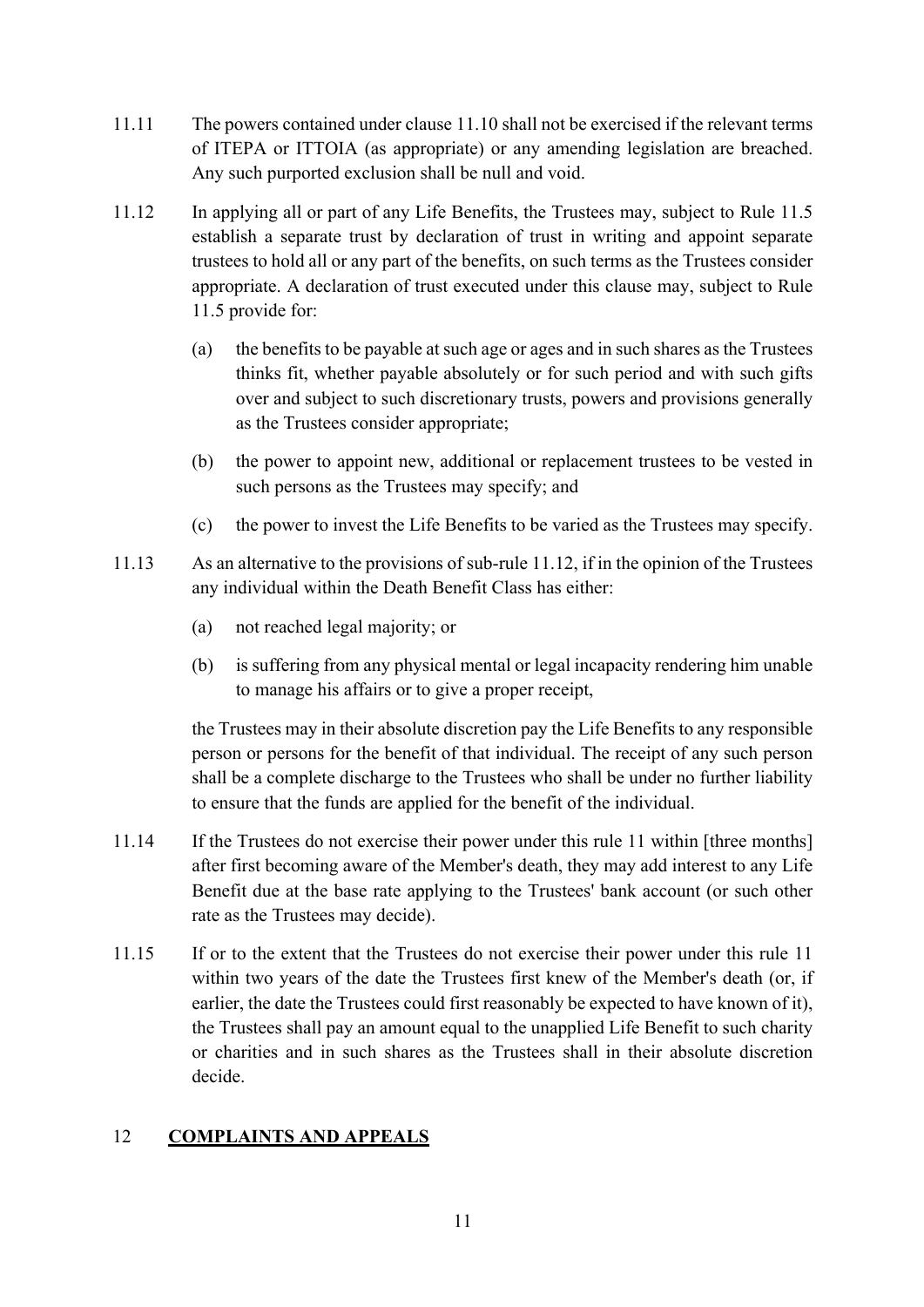11.11 The powers contained under clause 11.10 shall not be exercised if the relevant terms of ITEPA or ITTOIA (as appropriate) or any amending legislation are breached. Any such purported exclusion shall be null and void.

11.12 In applying all or part of any Life Benefits, the Trustees may, subject to Rule 11.5 establish a separate trust by declaration of trust in writing and appoint separate trustees to hold all or any part of the benefits, on such terms as the Trustees consider appropriate. A declaration of trust executed under this clause may, subject to Rule 11.5 provide for:

(a) the benefits to be payable at such age or ages and in such shares as the Trustees thinks fit, whether payable absolutely or for such period and with such gifts over and subject to such discretionary trusts, powers and provisions generally as the Trustees consider appropriate;

(b) the power to appoint new, additional or replacement trustees to be vested in such persons as the Trustees may specify; and

(c) the power to invest the Life Benefits to be varied as the Trustees may specify.

11.13 As an alternative to the provisions of sub-rule 11.12, if in the opinion of the Trustees any individual within the Death Benefit Class has either:

(a) not reached legal majority; or

(b) is suffering from any physical mental or legal incapacity rendering him unable to manage his affairs or to give a proper receipt,

the Trustees may in their absolute discretion pay the Life Benefits to any responsible person or persons for the benefit of that individual. The receipt of any such person shall be a complete discharge to the Trustees who shall be under no further liability to ensure that the funds are applied for the benefit of the individual.

11.14 If the Trustees do not exercise their power under this rule 11 within [three months] after first becoming aware of the Member's death, they may add interest to any Life Benefit due at the base rate applying to the Trustees' bank account (or such other rate as the Trustees may decide).

11.15 If or to the extent that the Trustees do not exercise their power under this rule 11 within two years of the date the Trustees first knew of the Member's death (or, if earlier, the date the Trustees could first reasonably be expected to have known of it), the Trustees shall pay an amount equal to the unapplied Life Benefit to such charity or charities and in such shares as the Trustees shall in their absolute discretion decide.

## 12 **COMPLAINTS AND APPEALS**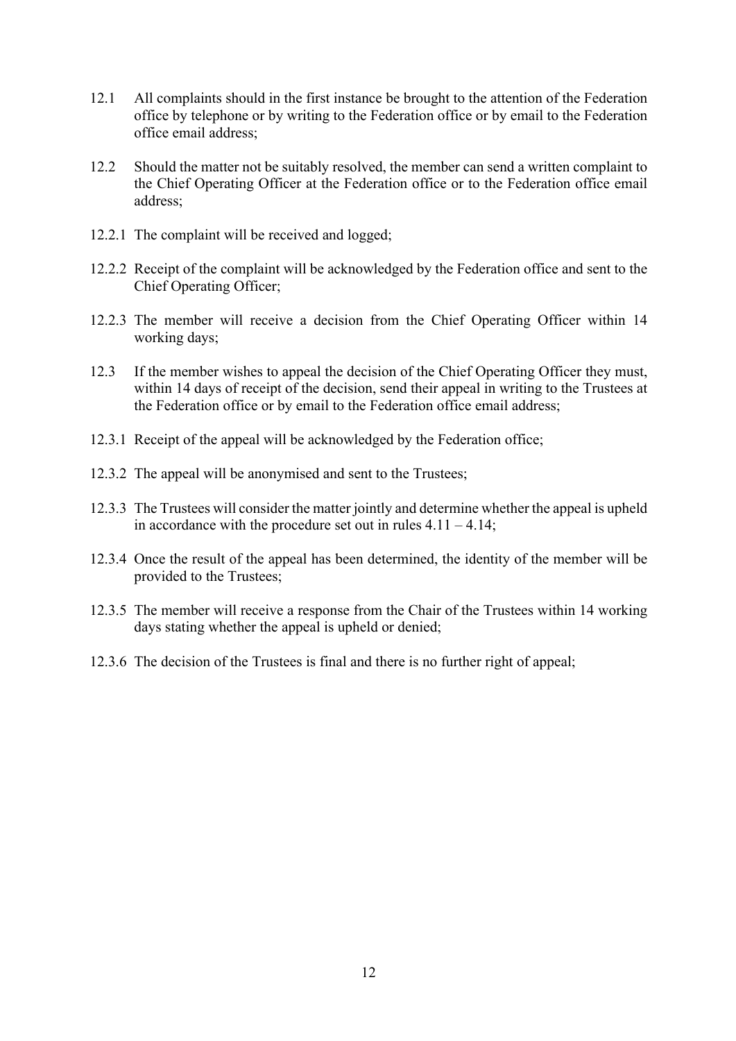12.1 All complaints should in the first instance be brought to the attention of the Federation office by telephone or by writing to the Federation office or by email to the Federation office email address;

12.2 Should the matter not be suitably resolved, the member can send a written complaint to the Chief Operating Officer at the Federation office or to the Federation office email address;

12.2.1 The complaint will be received and logged;

12.2.2 Receipt of the complaint will be acknowledged by the Federation office and sent to the Chief Operating Officer;

12.2.3 The member will receive a decision from the Chief Operating Officer within 14 working days;

12.3 If the member wishes to appeal the decision of the Chief Operating Officer they must, within 14 days of receipt of the decision, send their appeal in writing to the Trustees at the Federation office or by email to the Federation office email address;

12.3.1 Receipt of the appeal will be acknowledged by the Federation office;

12.3.2 The appeal will be anonymised and sent to the Trustees;

12.3.3 The Trustees will consider the matter jointly and determine whether the appeal is upheld in accordance with the procedure set out in rules 4.11 – 4.14;

12.3.4 Once the result of the appeal has been determined, the identity of the member will be provided to the Trustees;

12.3.5 The member will receive a response from the Chair of the Trustees within 14 working days stating whether the appeal is upheld or denied;

12.3.6 The decision of the Trustees is final and there is no further right of appeal;